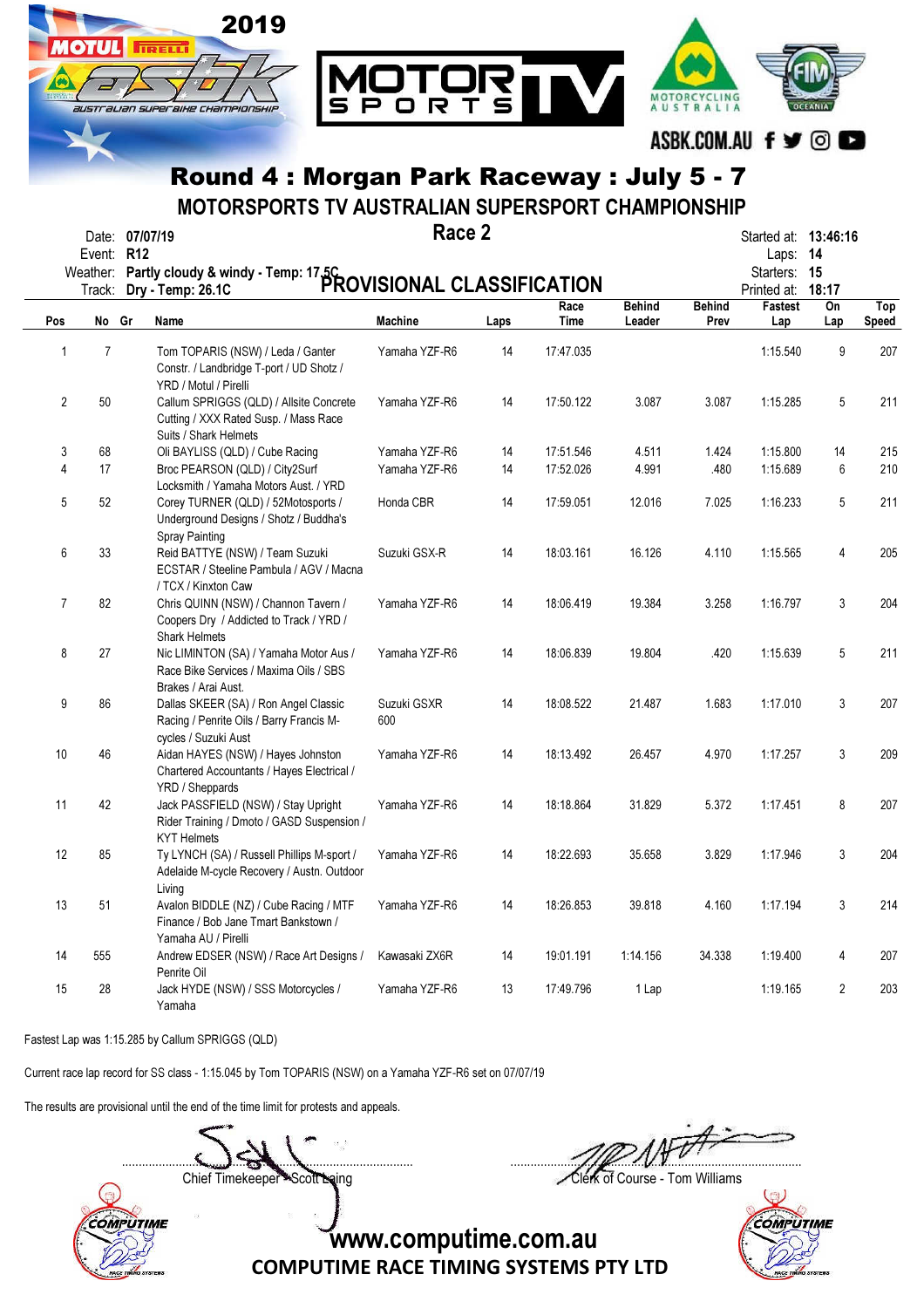# Round 4 : Morgan Park Raceway : July 5 - 7

## MOTORSPORTS TV AUSTRALIAN SUPERSPORT CHAMPIONSHIP

### Race 2

### PROVISIONAL CLASSIFICATION

Date: **07/07/19**
Event: **R12**
Weather: **Partly cloudy & windy - Temp: 17.5C**
Track: **Dry - Temp: 26.1C**

Started at: **13:46:16**
Laps: **14**
Starters: **15**
Printed at: **18:17**

| Pos | No | Gr | Name | Machine | Laps | Race Time | Behind Leader | Behind Prev | Fastest Lap | On Lap | Top Speed |
|---|---|---|---|---|---|---|---|---|---|---|---|
| 1 | 7 | | Tom TOPARIS (NSW) / Leda / Ganter Constr. / Landbridge T-port / UD Shotz / YRD / Motul / Pirelli | Yamaha YZF-R6 | 14 | 17:47.035 | | | 1:15.540 | 9 | 207 |
| 2 | 50 | | Callum SPRIGGS (QLD) / Allsite Concrete Cutting / XXX Rated Susp. / Mass Race Suits / Shark Helmets | Yamaha YZF-R6 | 14 | 17:50.122 | 3.087 | 3.087 | 1:15.285 | 5 | 211 |
| 3 | 68 | | Oli BAYLISS (QLD) / Cube Racing | Yamaha YZF-R6 | 14 | 17:51.546 | 4.511 | 1.424 | 1:15.800 | 14 | 215 |
| 4 | 17 | | Broc PEARSON (QLD) / City2Surf Locksmith / Yamaha Motors Aust. / YRD | Yamaha YZF-R6 | 14 | 17:52.026 | 4.991 | .480 | 1:15.689 | 6 | 210 |
| 5 | 52 | | Corey TURNER (QLD) / 52Motosports / Underground Designs / Shotz / Buddha's Spray Painting | Honda CBR | 14 | 17:59.051 | 12.016 | 7.025 | 1:16.233 | 5 | 211 |
| 6 | 33 | | Reid BATTYE (NSW) / Team Suzuki ECSTAR / Steeline Pambula / AGV / Macna / TCX / Kinxton Caw | Suzuki GSX-R | 14 | 18:03.161 | 16.126 | 4.110 | 1:15.565 | 4 | 205 |
| 7 | 82 | | Chris QUINN (NSW) / Channon Tavern / Coopers Dry / Addicted to Track / YRD / Shark Helmets | Yamaha YZF-R6 | 14 | 18:06.419 | 19.384 | 3.258 | 1:16.797 | 3 | 204 |
| 8 | 27 | | Nic LIMINTON (SA) / Yamaha Motor Aus / Race Bike Services / Maxima Oils / SBS Brakes / Arai Aust. | Yamaha YZF-R6 | 14 | 18:06.839 | 19.804 | .420 | 1:15.639 | 5 | 211 |
| 9 | 86 | | Dallas SKEER (SA) / Ron Angel Classic Racing / Penrite Oils / Barry Francis M-cycles / Suzuki Aust | Suzuki GSXR 600 | 14 | 18:08.522 | 21.487 | 1.683 | 1:17.010 | 3 | 207 |
| 10 | 46 | | Aidan HAYES (NSW) / Hayes Johnston Chartered Accountants / Hayes Electrical / YRD / Sheppards | Yamaha YZF-R6 | 14 | 18:13.492 | 26.457 | 4.970 | 1:17.257 | 3 | 209 |
| 11 | 42 | | Jack PASSFIELD (NSW) / Stay Upright Rider Training / Dmoto / GASD Suspension / KYT Helmets | Yamaha YZF-R6 | 14 | 18:18.864 | 31.829 | 5.372 | 1:17.451 | 8 | 207 |
| 12 | 85 | | Ty LYNCH (SA) / Russell Phillips M-sport / Adelaide M-cycle Recovery / Austn. Outdoor Living | Yamaha YZF-R6 | 14 | 18:22.693 | 35.658 | 3.829 | 1:17.946 | 3 | 204 |
| 13 | 51 | | Avalon BIDDLE (NZ) / Cube Racing / MTF Finance / Bob Jane Tmart Bankstown / Yamaha AU / Pirelli | Yamaha YZF-R6 | 14 | 18:26.853 | 39.818 | 4.160 | 1:17.194 | 3 | 214 |
| 14 | 555 | | Andrew EDSER (NSW) / Race Art Designs / Penrite Oil | Kawasaki ZX6R | 14 | 19:01.191 | 1:14.156 | 34.338 | 1:19.400 | 4 | 207 |
| 15 | 28 | | Jack HYDE (NSW) / SSS Motorcycles / Yamaha | Yamaha YZF-R6 | 13 | 17:49.796 | 1 Lap | | 1:19.165 | 2 | 203 |

Fastest Lap was 1:15.285 by Callum SPRIGGS (QLD)

Current race lap record for SS class - 1:15.045 by Tom TOPARIS (NSW) on a Yamaha YZF-R6 set on 07/07/19

The results are provisional until the end of the time limit for protests and appeals.

Chief Timekeeper - Scott Laing

Clerk of Course - Tom Williams

www.computime.com.au
COMPUTIME RACE TIMING SYSTEMS PTY LTD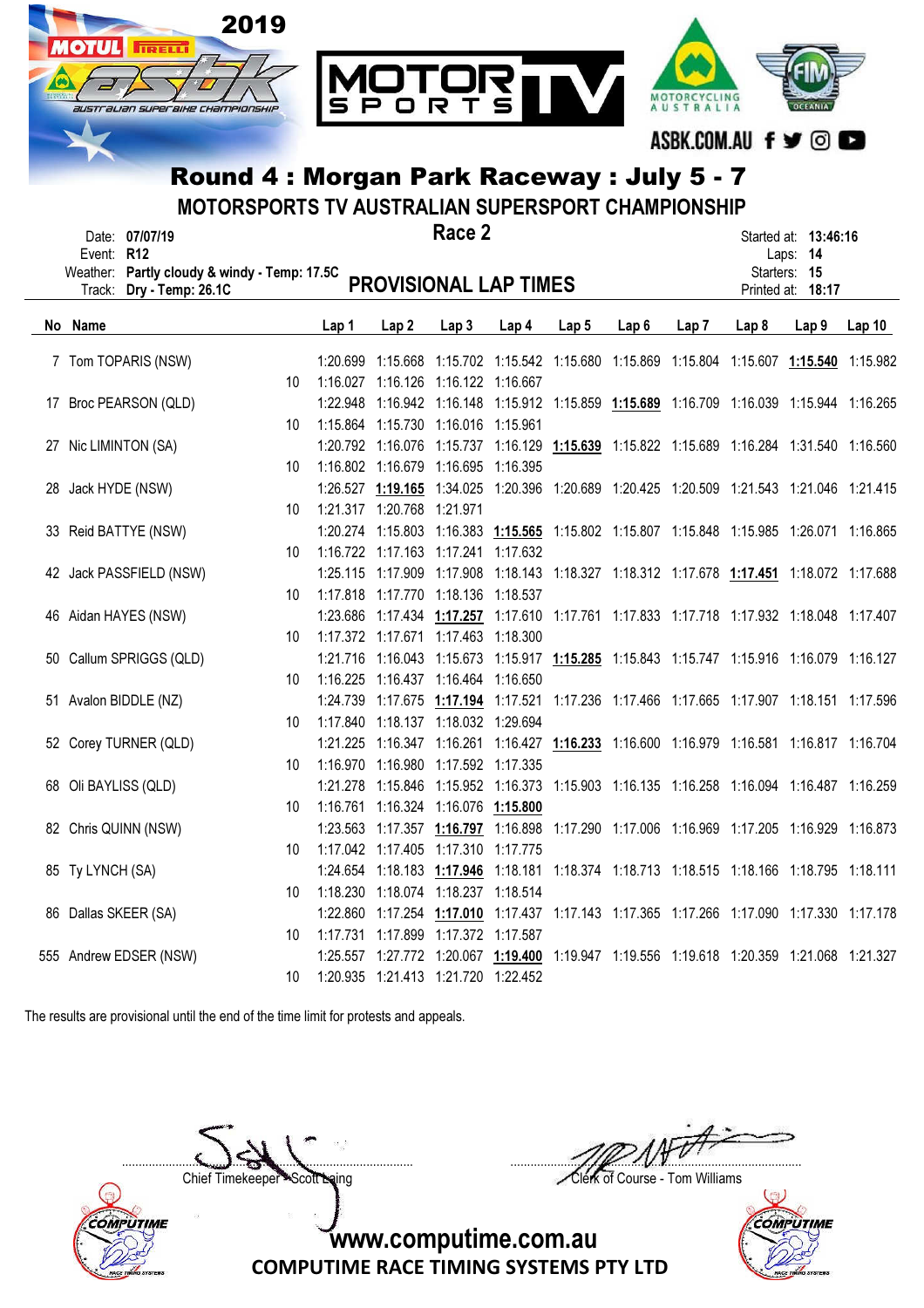# Round 4 : Morgan Park Raceway : July 5 - 7

## MOTORSPORTS TV AUSTRALIAN SUPERSPORT CHAMPIONSHIP

## Race 2

Date: **07/07/19**
Event: **R12**
Weather: **Partly cloudy & windy - Temp: 17.5C**
Track: **Dry - Temp: 26.1C**

Started at: **13:46:16**
Laps: **14**
Starters: **15**
Printed at: **18:17**

## PROVISIONAL LAP TIMES

| No | Name | | Lap 1 | Lap 2 | Lap 3 | Lap 4 | Lap 5 | Lap 6 | Lap 7 | Lap 8 | Lap 9 | Lap 10 |
|---|---|---|---|---|---|---|---|---|---|---|---|---|
| 7 | Tom TOPARIS (NSW) | | 1:20.699 | 1:15.668 | 1:15.702 | 1:15.542 | 1:15.680 | 1:15.869 | 1:15.804 | 1:15.607 | **1:15.540** | 1:15.982 |
| | | 10 | 1:16.027 | 1:16.126 | 1:16.122 | 1:16.667 | | | | | | |
| 17 | Broc PEARSON (QLD) | | 1:22.948 | 1:16.942 | 1:16.148 | 1:15.912 | 1:15.859 | **1:15.689** | 1:16.709 | 1:16.039 | 1:15.944 | 1:16.265 |
| | | 10 | 1:15.864 | 1:15.730 | 1:16.016 | 1:15.961 | | | | | | |
| 27 | Nic LIMINTON (SA) | | 1:20.792 | 1:16.076 | 1:15.737 | 1:16.129 | **1:15.639** | 1:15.822 | 1:15.689 | 1:16.284 | 1:31.540 | 1:16.560 |
| | | 10 | 1:16.802 | 1:16.679 | 1:16.695 | 1:16.395 | | | | | | |
| 28 | Jack HYDE (NSW) | | 1:26.527 | **1:19.165** | 1:34.025 | 1:20.396 | 1:20.689 | 1:20.425 | 1:20.509 | 1:21.543 | 1:21.046 | 1:21.415 |
| | | 10 | 1:21.317 | 1:20.768 | 1:21.971 | | | | | | | |
| 33 | Reid BATTYE (NSW) | | 1:20.274 | 1:15.803 | 1:16.383 | **1:15.565** | 1:15.802 | 1:15.807 | 1:15.848 | 1:15.985 | 1:26.071 | 1:16.865 |
| | | 10 | 1:16.722 | 1:17.163 | 1:17.241 | 1:17.632 | | | | | | |
| 42 | Jack PASSFIELD (NSW) | | 1:25.115 | 1:17.909 | 1:17.908 | 1:18.143 | 1:18.327 | 1:18.312 | 1:17.678 | **1:17.451** | 1:18.072 | 1:17.688 |
| | | 10 | 1:17.818 | 1:17.770 | 1:18.136 | 1:18.537 | | | | | | |
| 46 | Aidan HAYES (NSW) | | 1:23.686 | 1:17.434 | **1:17.257** | 1:17.610 | 1:17.761 | 1:17.833 | 1:17.718 | 1:17.932 | 1:18.048 | 1:17.407 |
| | | 10 | 1:17.372 | 1:17.671 | 1:17.463 | 1:18.300 | | | | | | |
| 50 | Callum SPRIGGS (QLD) | | 1:21.716 | 1:16.043 | 1:15.673 | 1:15.917 | **1:15.285** | 1:15.843 | 1:15.747 | 1:15.916 | 1:16.079 | 1:16.127 |
| | | 10 | 1:16.225 | 1:16.437 | 1:16.464 | 1:16.650 | | | | | | |
| 51 | Avalon BIDDLE (NZ) | | 1:24.739 | 1:17.675 | **1:17.194** | 1:17.521 | 1:17.236 | 1:17.466 | 1:17.665 | 1:17.907 | 1:18.151 | 1:17.596 |
| | | 10 | 1:17.840 | 1:18.137 | 1:18.032 | 1:29.694 | | | | | | |
| 52 | Corey TURNER (QLD) | | 1:21.225 | 1:16.347 | 1:16.261 | 1:16.427 | **1:16.233** | 1:16.600 | 1:16.979 | 1:16.581 | 1:16.817 | 1:16.704 |
| | | 10 | 1:16.970 | 1:16.980 | 1:17.592 | 1:17.335 | | | | | | |
| 68 | Oli BAYLISS (QLD) | | 1:21.278 | 1:15.846 | 1:15.952 | 1:16.373 | 1:15.903 | 1:16.135 | 1:16.258 | 1:16.094 | 1:16.487 | 1:16.259 |
| | | 10 | 1:16.761 | 1:16.324 | 1:16.076 | **1:15.800** | | | | | | |
| 82 | Chris QUINN (NSW) | | 1:23.563 | 1:17.357 | **1:16.797** | 1:16.898 | 1:17.290 | 1:17.006 | 1:16.969 | 1:17.205 | 1:16.929 | 1:16.873 |
| | | 10 | 1:17.042 | 1:17.405 | 1:17.310 | 1:17.775 | | | | | | |
| 85 | Ty LYNCH (SA) | | 1:24.654 | 1:18.183 | **1:17.946** | 1:18.181 | 1:18.374 | 1:18.713 | 1:18.515 | 1:18.166 | 1:18.795 | 1:18.111 |
| | | 10 | 1:18.230 | 1:18.074 | 1:18.237 | 1:18.514 | | | | | | |
| 86 | Dallas SKEER (SA) | | 1:22.860 | 1:17.254 | **1:17.010** | 1:17.437 | 1:17.143 | 1:17.365 | 1:17.266 | 1:17.090 | 1:17.330 | 1:17.178 |
| | | 10 | 1:17.731 | 1:17.899 | 1:17.372 | 1:17.587 | | | | | | |
| 555 | Andrew EDSER (NSW) | | 1:25.557 | 1:27.772 | 1:20.067 | **1:19.400** | 1:19.947 | 1:19.556 | 1:19.618 | 1:20.359 | 1:21.068 | 1:21.327 |
| | | 10 | 1:20.935 | 1:21.413 | 1:21.720 | 1:22.452 | | | | | | |

The results are provisional until the end of the time limit for protests and appeals.

Chief Timekeeper - Scott Laing

Clerk of Course - Tom Williams

www.computime.com.au
COMPUTIME RACE TIMING SYSTEMS PTY LTD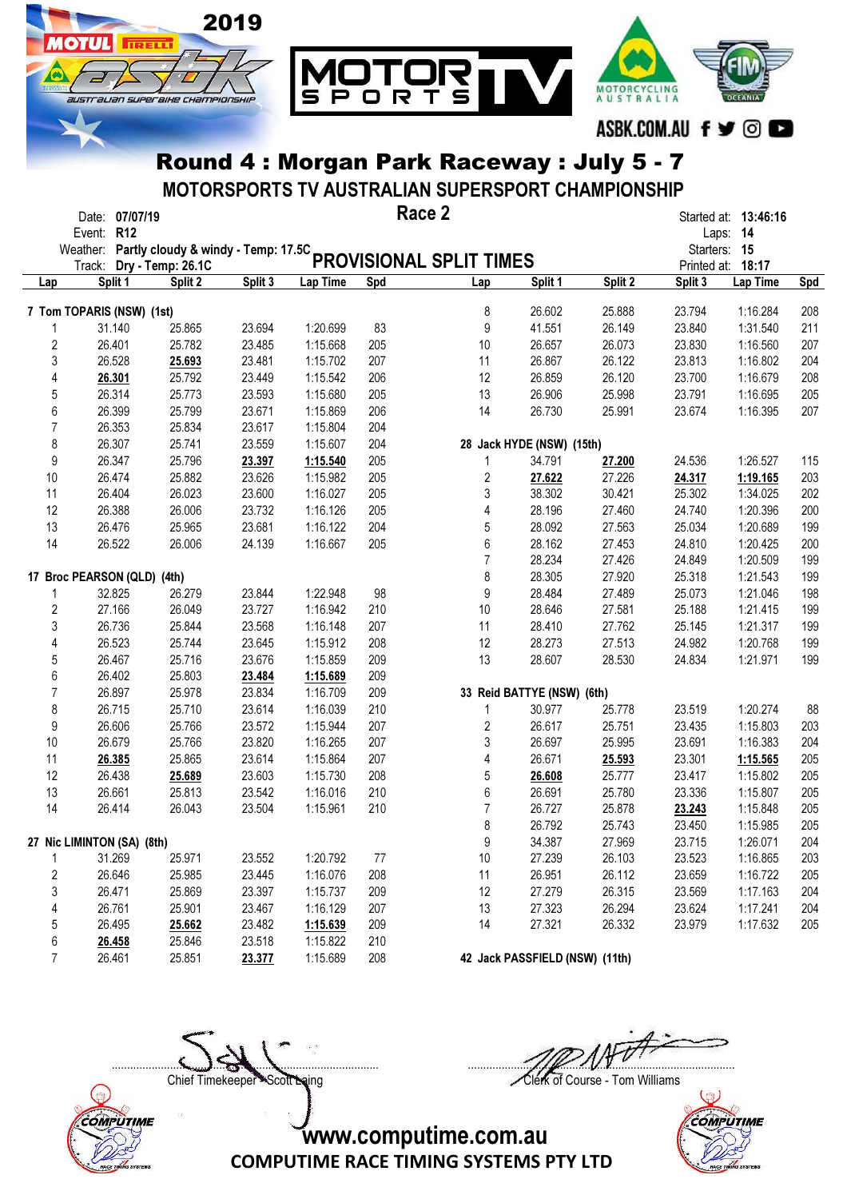# Round 4 : Morgan Park Raceway : July 5 - 7

## MOTORSPORTS TV AUSTRALIAN SUPERSPORT CHAMPIONSHIP

Date: **07/07/19**
Event: **R12**
Weather: **Partly cloudy & windy - Temp: 17.5C**
Track: **Dry - Temp: 26.1C**

**Race 2**

**PROVISIONAL SPLIT TIMES**

Started at: **13:46:16**
Laps: **14**
Starters: **15**
Printed at: **18:17**

**7 Tom TOPARIS (NSW) (1st)**

| Lap | Split 1 | Split 2 | Split 3 | Lap Time | Spd |
|---|---|---|---|---|---|
| 1 | 31.140 | 25.865 | 23.694 | 1:20.699 | 83 |
| 2 | 26.401 | 25.782 | 23.485 | 1:15.668 | 205 |
| 3 | 26.528 | **25.693** | 23.481 | 1:15.702 | 207 |
| 4 | **26.301** | 25.792 | 23.449 | 1:15.542 | 206 |
| 5 | 26.314 | 25.773 | 23.593 | 1:15.680 | 205 |
| 6 | 26.399 | 25.799 | 23.671 | 1:15.869 | 206 |
| 7 | 26.353 | 25.834 | 23.617 | 1:15.804 | 204 |
| 8 | 26.307 | 25.741 | 23.559 | 1:15.607 | 204 |
| 9 | 26.347 | 25.796 | **23.397** | **1:15.540** | 205 |
| 10 | 26.474 | 25.882 | 23.626 | 1:15.982 | 205 |
| 11 | 26.404 | 26.023 | 23.600 | 1:16.027 | 205 |
| 12 | 26.388 | 26.006 | 23.732 | 1:16.126 | 205 |
| 13 | 26.476 | 25.965 | 23.681 | 1:16.122 | 204 |
| 14 | 26.522 | 26.006 | 24.139 | 1:16.667 | 205 |

**17 Broc PEARSON (QLD) (4th)**

| Lap | Split 1 | Split 2 | Split 3 | Lap Time | Spd |
|---|---|---|---|---|---|
| 1 | 32.825 | 26.279 | 23.844 | 1:22.948 | 98 |
| 2 | 27.166 | 26.049 | 23.727 | 1:16.942 | 210 |
| 3 | 26.736 | 25.844 | 23.568 | 1:16.148 | 207 |
| 4 | 26.523 | 25.744 | 23.645 | 1:15.912 | 208 |
| 5 | 26.467 | 25.716 | 23.676 | 1:15.859 | 209 |
| 6 | 26.402 | 25.803 | **23.484** | **1:15.689** | 209 |
| 7 | 26.897 | 25.978 | 23.834 | 1:16.709 | 209 |
| 8 | 26.715 | 25.710 | 23.614 | 1:16.039 | 210 |
| 9 | 26.606 | 25.766 | 23.572 | 1:15.944 | 207 |
| 10 | 26.679 | 25.766 | 23.820 | 1:16.265 | 207 |
| 11 | **26.385** | 25.865 | 23.614 | 1:15.864 | 207 |
| 12 | 26.438 | **25.689** | 23.603 | 1:15.730 | 208 |
| 13 | 26.661 | 25.813 | 23.542 | 1:16.016 | 210 |
| 14 | 26.414 | 26.043 | 23.504 | 1:15.961 | 210 |

**27 Nic LIMINTON (SA) (8th)**

| Lap | Split 1 | Split 2 | Split 3 | Lap Time | Spd |
|---|---|---|---|---|---|
| 1 | 31.269 | 25.971 | 23.552 | 1:20.792 | 77 |
| 2 | 26.646 | 25.985 | 23.445 | 1:16.076 | 208 |
| 3 | 26.471 | 25.869 | 23.397 | 1:15.737 | 209 |
| 4 | 26.761 | 25.901 | 23.467 | 1:16.129 | 207 |
| 5 | 26.495 | **25.662** | 23.482 | **1:15.639** | 209 |
| 6 | **26.458** | 25.846 | 23.518 | 1:15.822 | 210 |
| 7 | 26.461 | 25.851 | **23.377** | 1:15.689 | 208 |
| 8 | 26.602 | 25.888 | 23.794 | 1:16.284 | 208 |
| 9 | 41.551 | 26.149 | 23.840 | 1:31.540 | 211 |
| 10 | 26.657 | 26.073 | 23.830 | 1:16.560 | 207 |
| 11 | 26.867 | 26.122 | 23.813 | 1:16.802 | 204 |
| 12 | 26.859 | 26.120 | 23.700 | 1:16.679 | 208 |
| 13 | 26.906 | 25.998 | 23.791 | 1:16.695 | 205 |
| 14 | 26.730 | 25.991 | 23.674 | 1:16.395 | 207 |

**28 Jack HYDE (NSW) (15th)**

| Lap | Split 1 | Split 2 | Split 3 | Lap Time | Spd |
|---|---|---|---|---|---|
| 1 | 34.791 | **27.200** | 24.536 | 1:26.527 | 115 |
| 2 | **27.622** | 27.226 | **24.317** | **1:19.165** | 203 |
| 3 | 38.302 | 30.421 | 25.302 | 1:34.025 | 202 |
| 4 | 28.196 | 27.460 | 24.740 | 1:20.396 | 200 |
| 5 | 28.092 | 27.563 | 25.034 | 1:20.689 | 199 |
| 6 | 28.162 | 27.453 | 24.810 | 1:20.425 | 200 |
| 7 | 28.234 | 27.426 | 24.849 | 1:20.509 | 199 |
| 8 | 28.305 | 27.920 | 25.318 | 1:21.543 | 199 |
| 9 | 28.484 | 27.489 | 25.073 | 1:21.046 | 198 |
| 10 | 28.646 | 27.581 | 25.188 | 1:21.415 | 199 |
| 11 | 28.410 | 27.762 | 25.145 | 1:21.317 | 199 |
| 12 | 28.273 | 27.513 | 24.982 | 1:20.768 | 199 |
| 13 | 28.607 | 28.530 | 24.834 | 1:21.971 | 199 |

**33 Reid BATTYE (NSW) (6th)**

| Lap | Split 1 | Split 2 | Split 3 | Lap Time | Spd |
|---|---|---|---|---|---|
| 1 | 30.977 | 25.778 | 23.519 | 1:20.274 | 88 |
| 2 | 26.617 | 25.751 | 23.435 | 1:15.803 | 203 |
| 3 | 26.697 | 25.995 | 23.691 | 1:16.383 | 204 |
| 4 | 26.671 | **25.593** | 23.301 | **1:15.565** | 205 |
| 5 | **26.608** | 25.777 | 23.417 | 1:15.802 | 205 |
| 6 | 26.691 | 25.780 | 23.336 | 1:15.807 | 205 |
| 7 | 26.727 | 25.878 | **23.243** | 1:15.848 | 205 |
| 8 | 26.792 | 25.743 | 23.450 | 1:15.985 | 205 |
| 9 | 34.387 | 27.969 | 23.715 | 1:26.071 | 204 |
| 10 | 27.239 | 26.103 | 23.523 | 1:16.865 | 203 |
| 11 | 26.951 | 26.112 | 23.659 | 1:16.722 | 205 |
| 12 | 27.279 | 26.315 | 23.569 | 1:17.163 | 204 |
| 13 | 27.323 | 26.294 | 23.624 | 1:17.241 | 204 |
| 14 | 27.321 | 26.332 | 23.979 | 1:17.632 | 205 |

**42 Jack PASSFIELD (NSW) (11th)**

Chief Timekeeper - Scott Laing

Clerk of Course - Tom Williams

www.computime.com.au

COMPUTIME RACE TIMING SYSTEMS PTY LTD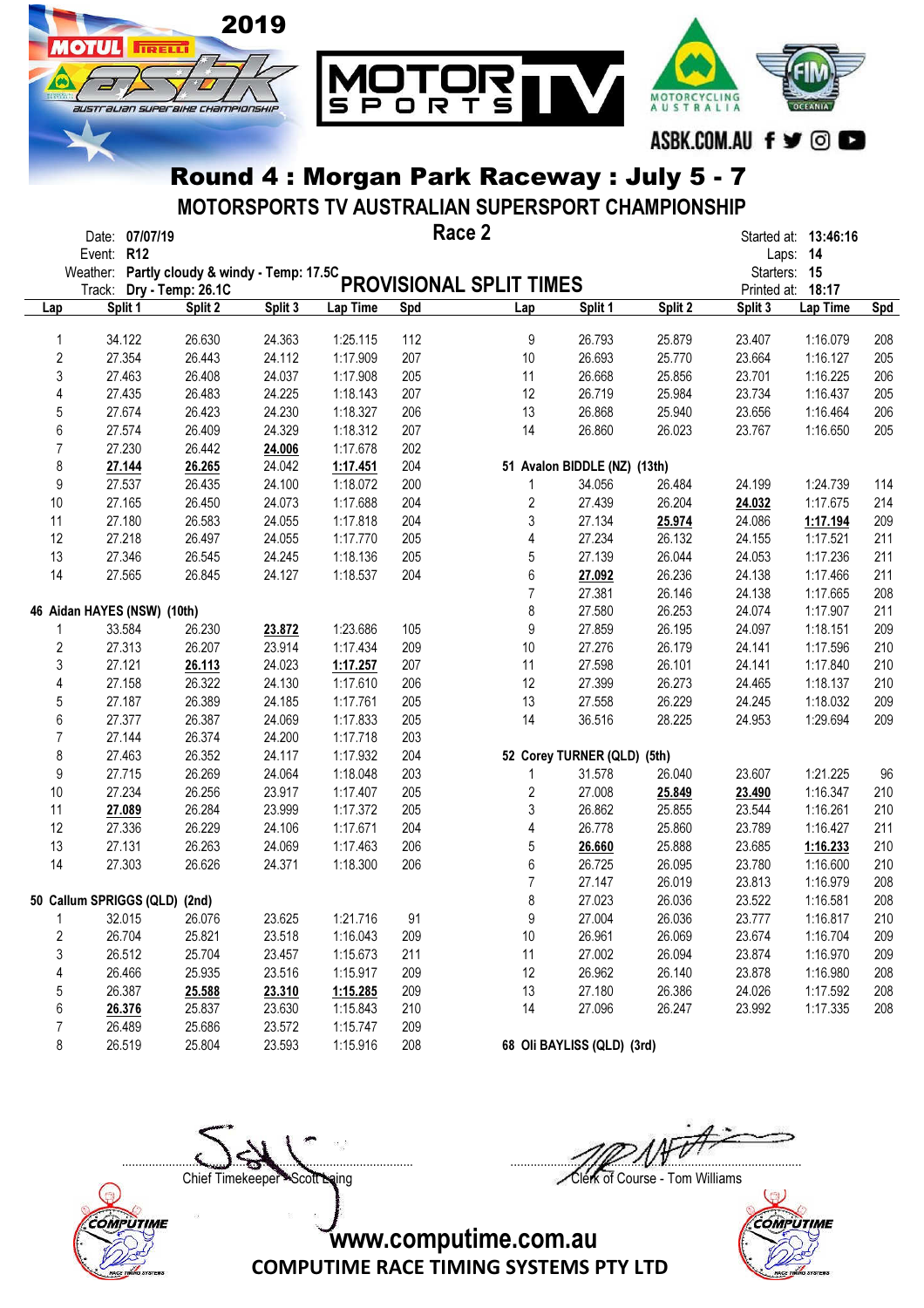# 2019 Round 4 : Morgan Park Raceway : July 5 - 7

## MOTORSPORTS TV AUSTRALIAN SUPERSPORT CHAMPIONSHIP

Race 2

Date: 07/07/19
Event: R12
Weather: Partly cloudy & windy - Temp: 17.5C
Track: Dry - Temp: 26.1C

Started at: 13:46:16
Laps: 14
Starters: 15
Printed at: 18:17

## PROVISIONAL SPLIT TIMES

| Lap | Split 1 | Split 2 | Split 3 | Lap Time | Spd |
|---|---|---|---|---|---|
| 1 | 34.122 | 26.630 | 24.363 | 1:25.115 | 112 |
| 2 | 27.354 | 26.443 | 24.112 | 1:17.909 | 207 |
| 3 | 27.463 | 26.408 | 24.037 | 1:17.908 | 205 |
| 4 | 27.435 | 26.483 | 24.225 | 1:18.143 | 207 |
| 5 | 27.674 | 26.423 | 24.230 | 1:18.327 | 206 |
| 6 | 27.574 | 26.409 | 24.329 | 1:18.312 | 207 |
| 7 | 27.230 | 26.442 | **24.006** | 1:17.678 | 202 |
| 8 | **27.144** | **26.265** | 24.042 | **1:17.451** | 204 |
| 9 | 27.537 | 26.435 | 24.100 | 1:18.072 | 200 |
| 10 | 27.165 | 26.450 | 24.073 | 1:17.688 | 204 |
| 11 | 27.180 | 26.583 | 24.055 | 1:17.818 | 204 |
| 12 | 27.218 | 26.497 | 24.055 | 1:17.770 | 205 |
| 13 | 27.346 | 26.545 | 24.245 | 1:18.136 | 205 |
| 14 | 27.565 | 26.845 | 24.127 | 1:18.537 | 204 |

**46 Aidan HAYES (NSW) (10th)**

| Lap | Split 1 | Split 2 | Split 3 | Lap Time | Spd |
|---|---|---|---|---|---|
| 1 | 33.584 | 26.230 | **23.872** | 1:23.686 | 105 |
| 2 | 27.313 | 26.207 | 23.914 | 1:17.434 | 209 |
| 3 | 27.121 | **26.113** | 24.023 | **1:17.257** | 207 |
| 4 | 27.158 | 26.322 | 24.130 | 1:17.610 | 206 |
| 5 | 27.187 | 26.389 | 24.185 | 1:17.761 | 205 |
| 6 | 27.377 | 26.387 | 24.069 | 1:17.833 | 205 |
| 7 | 27.144 | 26.374 | 24.200 | 1:17.718 | 203 |
| 8 | 27.463 | 26.352 | 24.117 | 1:17.932 | 204 |
| 9 | 27.715 | 26.269 | 24.064 | 1:18.048 | 203 |
| 10 | 27.234 | 26.256 | 23.917 | 1:17.407 | 205 |
| 11 | **27.089** | 26.284 | 23.999 | 1:17.372 | 205 |
| 12 | 27.336 | 26.229 | 24.106 | 1:17.671 | 204 |
| 13 | 27.131 | 26.263 | 24.069 | 1:17.463 | 206 |
| 14 | 27.303 | 26.626 | 24.371 | 1:18.300 | 206 |

**50 Callum SPRIGGS (QLD) (2nd)**

| Lap | Split 1 | Split 2 | Split 3 | Lap Time | Spd |
|---|---|---|---|---|---|
| 1 | 32.015 | 26.076 | 23.625 | 1:21.716 | 91 |
| 2 | 26.704 | 25.821 | 23.518 | 1:16.043 | 209 |
| 3 | 26.512 | 25.704 | 23.457 | 1:15.673 | 211 |
| 4 | 26.466 | 25.935 | 23.516 | 1:15.917 | 209 |
| 5 | 26.387 | **25.588** | **23.310** | **1:15.285** | 209 |
| 6 | **26.376** | 25.837 | 23.630 | 1:15.843 | 210 |
| 7 | 26.489 | 25.686 | 23.572 | 1:15.747 | 209 |
| 8 | 26.519 | 25.804 | 23.593 | 1:15.916 | 208 |
| 9 | 26.793 | 25.879 | 23.407 | 1:16.079 | 208 |
| 10 | 26.693 | 25.770 | 23.664 | 1:16.127 | 205 |
| 11 | 26.668 | 25.856 | 23.701 | 1:16.225 | 206 |
| 12 | 26.719 | 25.984 | 23.734 | 1:16.437 | 205 |
| 13 | 26.868 | 25.940 | 23.656 | 1:16.464 | 206 |
| 14 | 26.860 | 26.023 | 23.767 | 1:16.650 | 205 |

**51 Avalon BIDDLE (NZ) (13th)**

| Lap | Split 1 | Split 2 | Split 3 | Lap Time | Spd |
|---|---|---|---|---|---|
| 1 | 34.056 | 26.484 | 24.199 | 1:24.739 | 114 |
| 2 | 27.439 | 26.204 | **24.032** | 1:17.675 | 214 |
| 3 | 27.134 | **25.974** | 24.086 | **1:17.194** | 209 |
| 4 | 27.234 | 26.132 | 24.155 | 1:17.521 | 211 |
| 5 | 27.139 | 26.044 | 24.053 | 1:17.236 | 211 |
| 6 | **27.092** | 26.236 | 24.138 | 1:17.466 | 211 |
| 7 | 27.381 | 26.146 | 24.138 | 1:17.665 | 208 |
| 8 | 27.580 | 26.253 | 24.074 | 1:17.907 | 211 |
| 9 | 27.859 | 26.195 | 24.097 | 1:18.151 | 209 |
| 10 | 27.276 | 26.179 | 24.141 | 1:17.596 | 210 |
| 11 | 27.598 | 26.101 | 24.141 | 1:17.840 | 210 |
| 12 | 27.399 | 26.273 | 24.465 | 1:18.137 | 210 |
| 13 | 27.558 | 26.229 | 24.245 | 1:18.032 | 209 |
| 14 | 36.516 | 28.225 | 24.953 | 1:29.694 | 209 |

**52 Corey TURNER (QLD) (5th)**

| Lap | Split 1 | Split 2 | Split 3 | Lap Time | Spd |
|---|---|---|---|---|---|
| 1 | 31.578 | 26.040 | 23.607 | 1:21.225 | 96 |
| 2 | 27.008 | **25.849** | **23.490** | 1:16.347 | 210 |
| 3 | 26.862 | 25.855 | 23.544 | 1:16.261 | 210 |
| 4 | 26.778 | 25.860 | 23.789 | 1:16.427 | 211 |
| 5 | **26.660** | 25.888 | 23.685 | **1:16.233** | 210 |
| 6 | 26.725 | 26.095 | 23.780 | 1:16.600 | 210 |
| 7 | 27.147 | 26.019 | 23.813 | 1:16.979 | 208 |
| 8 | 27.023 | 26.036 | 23.522 | 1:16.581 | 208 |
| 9 | 27.004 | 26.036 | 23.777 | 1:16.817 | 210 |
| 10 | 26.961 | 26.069 | 23.674 | 1:16.704 | 209 |
| 11 | 27.002 | 26.094 | 23.874 | 1:16.970 | 209 |
| 12 | 26.962 | 26.140 | 23.878 | 1:16.980 | 208 |
| 13 | 27.180 | 26.386 | 24.026 | 1:17.592 | 208 |
| 14 | 27.096 | 26.247 | 23.992 | 1:17.335 | 208 |

**68 Oli BAYLISS (QLD) (3rd)**

Chief Timekeeper - Scott Laing

Clerk of Course - Tom Williams

www.computime.com.au
COMPUTIME RACE TIMING SYSTEMS PTY LTD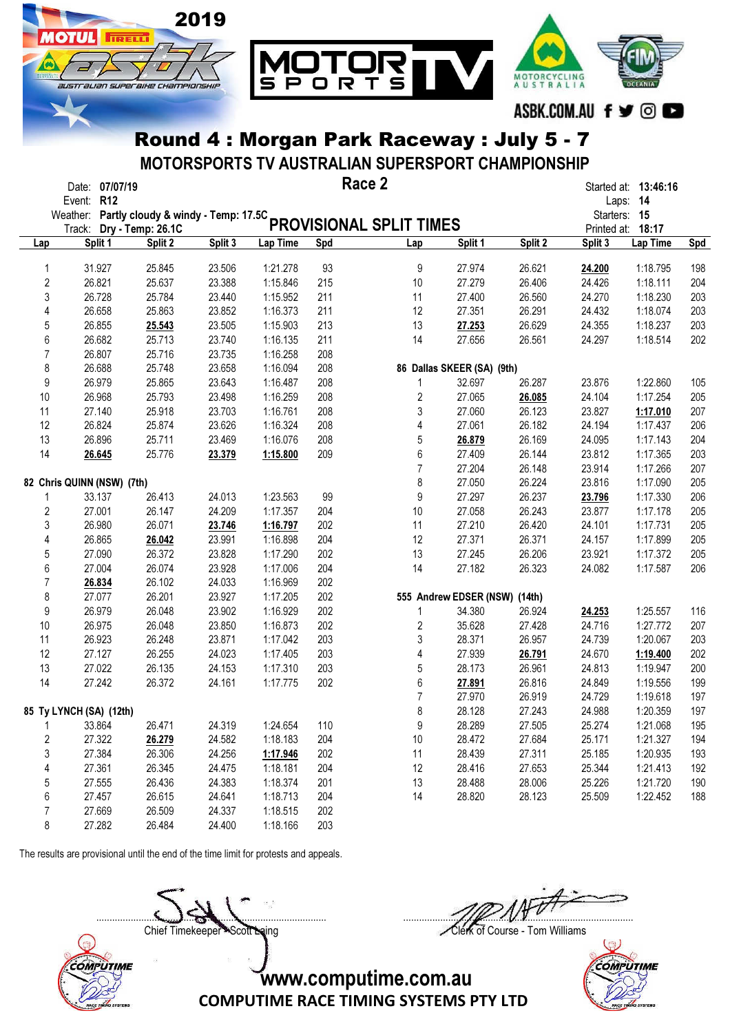# Round 4 : Morgan Park Raceway : July 5 - 7

## MOTORSPORTS TV AUSTRALIAN SUPERSPORT CHAMPIONSHIP

Date: **07/07/19**
Event: **R12**
Weather: **Partly cloudy & windy - Temp: 17.5C**
Track: **Dry - Temp: 26.1C**

**Race 2**

**PROVISIONAL SPLIT TIMES**

Started at: **13:46:16**
Laps: **14**
Starters: **15**
Printed at: **18:17**

| Lap | Split 1 | Split 2 | Split 3 | Lap Time | Spd |
|---|---|---|---|---|---|
| 1 | 31.927 | 25.845 | 23.506 | 1:21.278 | 93 |
| 2 | 26.821 | 25.637 | 23.388 | 1:15.846 | 215 |
| 3 | 26.728 | 25.784 | 23.440 | 1:15.952 | 211 |
| 4 | 26.658 | 25.863 | 23.852 | 1:16.373 | 211 |
| 5 | 26.855 | **25.543** | 23.505 | 1:15.903 | 213 |
| 6 | 26.682 | 25.713 | 23.740 | 1:16.135 | 211 |
| 7 | 26.807 | 25.716 | 23.735 | 1:16.258 | 208 |
| 8 | 26.688 | 25.748 | 23.658 | 1:16.094 | 208 |
| 9 | 26.979 | 25.865 | 23.643 | 1:16.487 | 208 |
| 10 | 26.968 | 25.793 | 23.498 | 1:16.259 | 208 |
| 11 | 27.140 | 25.918 | 23.703 | 1:16.761 | 208 |
| 12 | 26.824 | 25.874 | 23.626 | 1:16.324 | 208 |
| 13 | 26.896 | 25.711 | 23.469 | 1:16.076 | 208 |
| 14 | **26.645** | 25.776 | **23.379** | **1:15.800** | 209 |

**82 Chris QUINN (NSW) (7th)**

| Lap | Split 1 | Split 2 | Split 3 | Lap Time | Spd |
|---|---|---|---|---|---|
| 1 | 33.137 | 26.413 | 24.013 | 1:23.563 | 99 |
| 2 | 27.001 | 26.147 | 24.209 | 1:17.357 | 204 |
| 3 | 26.980 | 26.071 | **23.746** | **1:16.797** | 202 |
| 4 | 26.865 | **26.042** | 23.991 | 1:16.898 | 204 |
| 5 | 27.090 | 26.372 | 23.828 | 1:17.290 | 202 |
| 6 | 27.004 | 26.074 | 23.928 | 1:17.006 | 204 |
| 7 | **26.834** | 26.102 | 24.033 | 1:16.969 | 202 |
| 8 | 27.077 | 26.201 | 23.927 | 1:17.205 | 202 |
| 9 | 26.979 | 26.048 | 23.902 | 1:16.929 | 202 |
| 10 | 26.975 | 26.048 | 23.850 | 1:16.873 | 202 |
| 11 | 26.923 | 26.248 | 23.871 | 1:17.042 | 203 |
| 12 | 27.127 | 26.255 | 24.023 | 1:17.405 | 203 |
| 13 | 27.022 | 26.135 | 24.153 | 1:17.310 | 203 |
| 14 | 27.242 | 26.372 | 24.161 | 1:17.775 | 202 |

**85 Ty LYNCH (SA) (12th)**

| Lap | Split 1 | Split 2 | Split 3 | Lap Time | Spd |
|---|---|---|---|---|---|
| 1 | 33.864 | 26.471 | 24.319 | 1:24.654 | 110 |
| 2 | 27.322 | **26.279** | 24.582 | 1:18.183 | 204 |
| 3 | 27.384 | 26.306 | 24.256 | **1:17.946** | 202 |
| 4 | 27.361 | 26.345 | 24.475 | 1:18.181 | 204 |
| 5 | 27.555 | 26.436 | 24.383 | 1:18.374 | 201 |
| 6 | 27.457 | 26.615 | 24.641 | 1:18.713 | 204 |
| 7 | 27.669 | 26.509 | 24.337 | 1:18.515 | 202 |
| 8 | 27.282 | 26.484 | 24.400 | 1:18.166 | 203 |
| 9 | 27.974 | 26.621 | **24.200** | 1:18.795 | 198 |
| 10 | 27.279 | 26.406 | 24.426 | 1:18.111 | 204 |
| 11 | 27.400 | 26.560 | 24.270 | 1:18.230 | 203 |
| 12 | 27.351 | 26.291 | 24.432 | 1:18.074 | 203 |
| 13 | **27.253** | 26.629 | 24.355 | 1:18.237 | 203 |
| 14 | 27.656 | 26.561 | 24.297 | 1:18.514 | 202 |

**86 Dallas SKEER (SA) (9th)**

| Lap | Split 1 | Split 2 | Split 3 | Lap Time | Spd |
|---|---|---|---|---|---|
| 1 | 32.697 | 26.287 | 23.876 | 1:22.860 | 105 |
| 2 | 27.065 | **26.085** | 24.104 | 1:17.254 | 205 |
| 3 | 27.060 | 26.123 | 23.827 | **1:17.010** | 207 |
| 4 | 27.061 | 26.182 | 24.194 | 1:17.437 | 206 |
| 5 | **26.879** | 26.169 | 24.095 | 1:17.143 | 204 |
| 6 | 27.409 | 26.144 | 23.812 | 1:17.365 | 203 |
| 7 | 27.204 | 26.148 | 23.914 | 1:17.266 | 207 |
| 8 | 27.050 | 26.224 | 23.816 | 1:17.090 | 205 |
| 9 | 27.297 | 26.237 | **23.796** | 1:17.330 | 206 |
| 10 | 27.058 | 26.243 | 23.877 | 1:17.178 | 205 |
| 11 | 27.210 | 26.420 | 24.101 | 1:17.731 | 205 |
| 12 | 27.371 | 26.371 | 24.157 | 1:17.899 | 205 |
| 13 | 27.245 | 26.206 | 23.921 | 1:17.372 | 205 |
| 14 | 27.182 | 26.323 | 24.082 | 1:17.587 | 206 |

**555 Andrew EDSER (NSW) (14th)**

| Lap | Split 1 | Split 2 | Split 3 | Lap Time | Spd |
|---|---|---|---|---|---|
| 1 | 34.380 | 26.924 | **24.253** | 1:25.557 | 116 |
| 2 | 35.628 | 27.428 | 24.716 | 1:27.772 | 207 |
| 3 | 28.371 | 26.957 | 24.739 | 1:20.067 | 203 |
| 4 | 27.939 | **26.791** | 24.670 | **1:19.400** | 202 |
| 5 | 28.173 | 26.961 | 24.813 | 1:19.947 | 200 |
| 6 | **27.891** | 26.816 | 24.849 | 1:19.556 | 199 |
| 7 | 27.970 | 26.919 | 24.729 | 1:19.618 | 197 |
| 8 | 28.128 | 27.243 | 24.988 | 1:20.359 | 197 |
| 9 | 28.289 | 27.505 | 25.274 | 1:21.068 | 195 |
| 10 | 28.472 | 27.684 | 25.171 | 1:21.327 | 194 |
| 11 | 28.439 | 27.311 | 25.185 | 1:20.935 | 193 |
| 12 | 28.416 | 27.653 | 25.344 | 1:21.413 | 192 |
| 13 | 28.488 | 28.006 | 25.226 | 1:21.720 | 190 |
| 14 | 28.820 | 28.123 | 25.509 | 1:22.452 | 188 |

The results are provisional until the end of the time limit for protests and appeals.

Chief Timekeeper - Scott Laing

Clerk of Course - Tom Williams

www.computime.com.au
COMPUTIME RACE TIMING SYSTEMS PTY LTD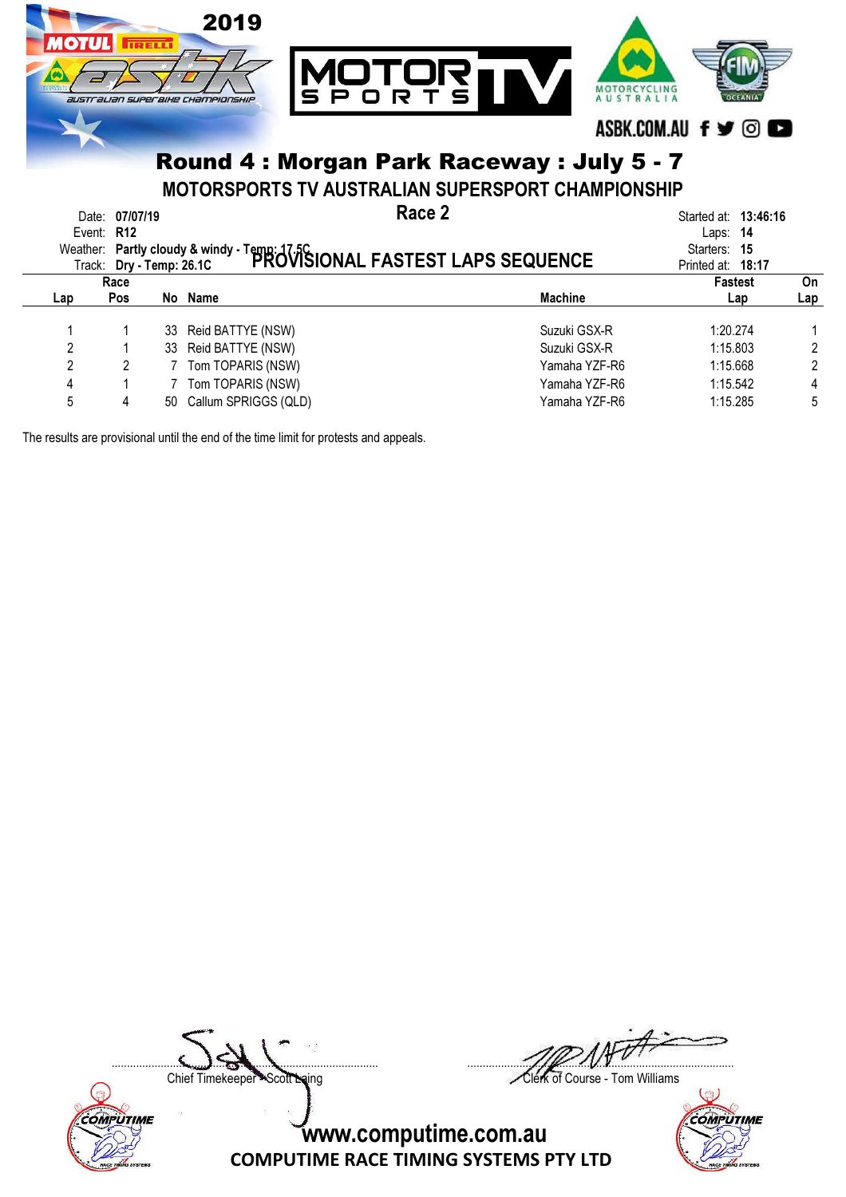## Round 4 : Morgan Park Raceway : July 5 - 7

### MOTORSPORTS TV AUSTRALIAN SUPERSPORT CHAMPIONSHIP

### Race 2

### PROVISIONAL FASTEST LAPS SEQUENCE

Date: **07/07/19**
Event: **R12**
Weather: **Partly cloudy & windy - Temp: 17.5C**
Track: **Dry - Temp: 26.1C**

Started at: **13:46:16**
Laps: **14**
Starters: **15**
Printed at: **18:17**

| Lap | Race Pos | No | Name | Machine | Fastest Lap | On Lap |
|---|---|---|---|---|---|---|
| 1 | 1 | 33 | Reid BATTYE (NSW) | Suzuki GSX-R | 1:20.274 | 1 |
| 2 | 1 | 33 | Reid BATTYE (NSW) | Suzuki GSX-R | 1:15.803 | 2 |
| 2 | 2 | 7 | Tom TOPARIS (NSW) | Yamaha YZF-R6 | 1:15.668 | 2 |
| 4 | 1 | 7 | Tom TOPARIS (NSW) | Yamaha YZF-R6 | 1:15.542 | 4 |
| 5 | 4 | 50 | Callum SPRIGGS (QLD) | Yamaha YZF-R6 | 1:15.285 | 5 |

The results are provisional until the end of the time limit for protests and appeals.

Chief Timekeeper - Scott Laing

Clerk of Course - Tom Williams

www.computime.com.au
COMPUTIME RACE TIMING SYSTEMS PTY LTD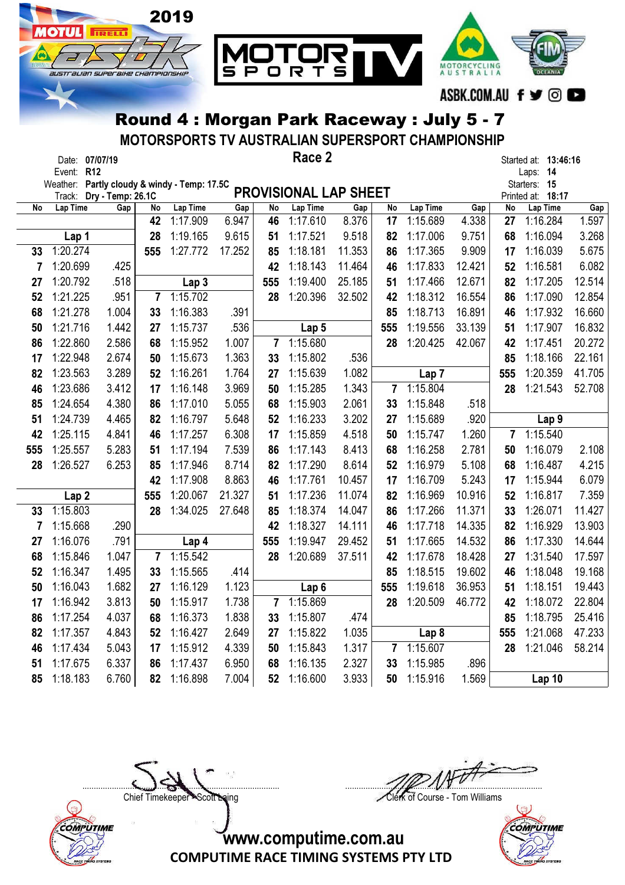# Round 4 : Morgan Park Raceway : July 5 - 7

## MOTORSPORTS TV AUSTRALIAN SUPERSPORT CHAMPIONSHIP

### Race 2

Date: **07/07/19**
Event: **R12**
Weather: **Partly cloudy & windy - Temp: 17.5C**
Track: **Dry - Temp: 26.1C**

Started at: **13:46:16**
Laps: **14**
Starters: **15**
Printed at: **18:17**

## PROVISIONAL LAP SHEET

| No | Lap Time | Gap | No | Lap Time | Gap | No | Lap Time | Gap | No | Lap Time | Gap | No | Lap Time | Gap |
|---|---|---|---|---|---|---|---|---|---|---|---|---|---|---|
| | | | 42 | 1:17.909 | 6.947 | 46 | 1:17.610 | 8.376 | 17 | 1:15.689 | 4.338 | 27 | 1:16.284 | 1.597 |
| | **Lap 1** | | 28 | 1:19.165 | 9.615 | 51 | 1:17.521 | 9.518 | 82 | 1:17.006 | 9.751 | 68 | 1:16.094 | 3.268 |
| 33 | 1:20.274 | | 555 | 1:27.772 | 17.252 | 85 | 1:18.181 | 11.353 | 86 | 1:17.365 | 9.909 | 17 | 1:16.039 | 5.675 |
| 7 | 1:20.699 | .425 | | | | 42 | 1:18.143 | 11.464 | 46 | 1:17.833 | 12.421 | 52 | 1:16.581 | 6.082 |
| 27 | 1:20.792 | .518 | | **Lap 3** | | 555 | 1:19.400 | 25.185 | 51 | 1:17.466 | 12.671 | 82 | 1:17.205 | 12.514 |
| 52 | 1:21.225 | .951 | 7 | 1:15.702 | | 28 | 1:20.396 | 32.502 | 42 | 1:18.312 | 16.554 | 86 | 1:17.090 | 12.854 |
| 68 | 1:21.278 | 1.004 | 33 | 1:16.383 | .391 | | | | 85 | 1:18.713 | 16.891 | 46 | 1:17.932 | 16.660 |
| 50 | 1:21.716 | 1.442 | 27 | 1:15.737 | .536 | | **Lap 5** | | 555 | 1:19.556 | 33.139 | 51 | 1:17.907 | 16.832 |
| 86 | 1:22.860 | 2.586 | 68 | 1:15.952 | 1.007 | 7 | 1:15.680 | | 28 | 1:20.425 | 42.067 | 42 | 1:17.451 | 20.272 |
| 17 | 1:22.948 | 2.674 | 50 | 1:15.673 | 1.363 | 33 | 1:15.802 | .536 | | | | 85 | 1:18.166 | 22.161 |
| 82 | 1:23.563 | 3.289 | 52 | 1:16.261 | 1.764 | 27 | 1:15.639 | 1.082 | | **Lap 7** | | 555 | 1:20.359 | 41.705 |
| 46 | 1:23.686 | 3.412 | 17 | 1:16.148 | 3.969 | 50 | 1:15.285 | 1.343 | 7 | 1:15.804 | | 28 | 1:21.543 | 52.708 |
| 85 | 1:24.654 | 4.380 | 86 | 1:17.010 | 5.055 | 68 | 1:15.903 | 2.061 | 33 | 1:15.848 | .518 | | | |
| 51 | 1:24.739 | 4.465 | 82 | 1:16.797 | 5.648 | 52 | 1:16.233 | 3.202 | 27 | 1:15.689 | .920 | | **Lap 9** | |
| 42 | 1:25.115 | 4.841 | 46 | 1:17.257 | 6.308 | 17 | 1:15.859 | 4.518 | 50 | 1:15.747 | 1.260 | 7 | 1:15.540 | |
| 555 | 1:25.557 | 5.283 | 51 | 1:17.194 | 7.539 | 86 | 1:17.143 | 8.413 | 68 | 1:16.258 | 2.781 | 50 | 1:16.079 | 2.108 |
| 28 | 1:26.527 | 6.253 | 85 | 1:17.946 | 8.714 | 82 | 1:17.290 | 8.614 | 52 | 1:16.979 | 5.108 | 68 | 1:16.487 | 4.215 |
| | | | 42 | 1:17.908 | 8.863 | 46 | 1:17.761 | 10.457 | 17 | 1:16.709 | 5.243 | 17 | 1:15.944 | 6.079 |
| | **Lap 2** | | 555 | 1:20.067 | 21.327 | 51 | 1:17.236 | 11.074 | 82 | 1:16.969 | 10.916 | 52 | 1:16.817 | 7.359 |
| 33 | 1:15.803 | | 28 | 1:34.025 | 27.648 | 85 | 1:18.374 | 14.047 | 86 | 1:17.266 | 11.371 | 33 | 1:26.071 | 11.427 |
| 7 | 1:15.668 | .290 | | | | 42 | 1:18.327 | 14.111 | 46 | 1:17.718 | 14.335 | 82 | 1:16.929 | 13.903 |
| 27 | 1:16.076 | .791 | | **Lap 4** | | 555 | 1:19.947 | 29.452 | 51 | 1:17.665 | 14.532 | 86 | 1:17.330 | 14.644 |
| 68 | 1:15.846 | 1.047 | 7 | 1:15.542 | | 28 | 1:20.689 | 37.511 | 42 | 1:17.678 | 18.428 | 27 | 1:31.540 | 17.597 |
| 52 | 1:16.347 | 1.495 | 33 | 1:15.565 | .414 | | | | 85 | 1:18.515 | 19.602 | 46 | 1:18.048 | 19.168 |
| 50 | 1:16.043 | 1.682 | 27 | 1:16.129 | 1.123 | | **Lap 6** | | 555 | 1:19.618 | 36.953 | 51 | 1:18.151 | 19.443 |
| 17 | 1:16.942 | 3.813 | 50 | 1:15.917 | 1.738 | 7 | 1:15.869 | | 28 | 1:20.509 | 46.772 | 42 | 1:18.072 | 22.804 |
| 86 | 1:17.254 | 4.037 | 68 | 1:16.373 | 1.838 | 33 | 1:15.807 | .474 | | | | 85 | 1:18.795 | 25.416 |
| 82 | 1:17.357 | 4.843 | 52 | 1:16.427 | 2.649 | 27 | 1:15.822 | 1.035 | | **Lap 8** | | 555 | 1:21.068 | 47.233 |
| 46 | 1:17.434 | 5.043 | 17 | 1:15.912 | 4.339 | 50 | 1:15.843 | 1.317 | 7 | 1:15.607 | | 28 | 1:21.046 | 58.214 |
| 51 | 1:17.675 | 6.337 | 86 | 1:17.437 | 6.950 | 68 | 1:16.135 | 2.327 | 33 | 1:15.985 | .896 | | | |
| 85 | 1:18.183 | 6.760 | 82 | 1:16.898 | 7.004 | 52 | 1:16.600 | 3.933 | 50 | 1:15.916 | 1.569 | | **Lap 10** | |

Chief Timekeeper - Scott Laing

Clerk of Course - Tom Williams

www.computime.com.au

COMPUTIME RACE TIMING SYSTEMS PTY LTD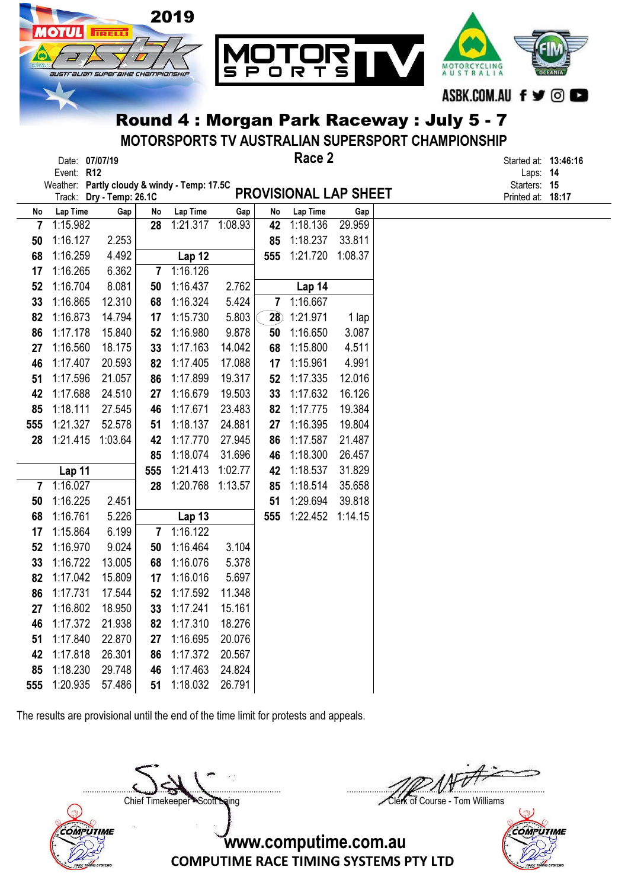# Round 4 : Morgan Park Raceway : July 5 - 7

## MOTORSPORTS TV AUSTRALIAN SUPERSPORT CHAMPIONSHIP

Date: **07/07/19**
Event: **R12**
Weather: **Partly cloudy & windy - Temp: 17.5C**
Track: **Dry - Temp: 26.1C**

**Race 2**

**PROVISIONAL LAP SHEET**

Started at: **13:46:16**
Laps: **14**
Starters: **15**
Printed at: **18:17**

| No | Lap Time | Gap |
|---|---|---|
| 7 | 1:15.982 | |
| 50 | 1:16.127 | 2.253 |
| 68 | 1:16.259 | 4.492 |
| 17 | 1:16.265 | 6.362 |
| 52 | 1:16.704 | 8.081 |
| 33 | 1:16.865 | 12.310 |
| 82 | 1:16.873 | 14.794 |
| 86 | 1:17.178 | 15.840 |
| 27 | 1:16.560 | 18.175 |
| 46 | 1:17.407 | 20.593 |
| 51 | 1:17.596 | 21.057 |
| 42 | 1:17.688 | 24.510 |
| 85 | 1:18.111 | 27.545 |
| 555 | 1:21.327 | 52.578 |
| 28 | 1:21.415 | 1:03.64 |

**Lap 11**

| No | Lap Time | Gap |
|---|---|---|
| 7 | 1:16.027 | |
| 50 | 1:16.225 | 2.451 |
| 68 | 1:16.761 | 5.226 |
| 17 | 1:15.864 | 6.199 |
| 52 | 1:16.970 | 9.024 |
| 33 | 1:16.722 | 13.005 |
| 82 | 1:17.042 | 15.809 |
| 86 | 1:17.731 | 17.544 |
| 27 | 1:16.802 | 18.950 |
| 46 | 1:17.372 | 21.938 |
| 51 | 1:17.840 | 22.870 |
| 42 | 1:17.818 | 26.301 |
| 85 | 1:18.230 | 29.748 |
| 555 | 1:20.935 | 57.486 |
| 28 | 1:21.317 | 1:08.93 |

**Lap 12**

| No | Lap Time | Gap |
|---|---|---|
| 7 | 1:16.126 | |
| 50 | 1:16.324 | 2.762 |
| 68 | 1:16.437 | 5.424 |
| 17 | 1:15.730 | 5.803 |
| 52 | 1:16.980 | 9.878 |
| 33 | 1:17.163 | 14.042 |
| 82 | 1:17.405 | 17.088 |
| 86 | 1:17.899 | 19.317 |
| 27 | 1:16.679 | 19.503 |
| 46 | 1:17.671 | 23.483 |
| 51 | 1:18.137 | 24.881 |
| 42 | 1:17.770 | 27.945 |
| 85 | 1:18.074 | 31.696 |
| 555 | 1:21.413 | 1:02.77 |
| 28 | 1:20.768 | 1:13.57 |

**Lap 13**

| No | Lap Time | Gap |
|---|---|---|
| 7 | 1:16.122 | |
| 50 | 1:16.464 | 3.104 |
| 68 | 1:16.076 | 5.378 |
| 17 | 1:16.016 | 5.697 |
| 52 | 1:17.592 | 11.348 |
| 33 | 1:17.241 | 15.161 |
| 82 | 1:17.310 | 18.276 |
| 27 | 1:16.695 | 20.076 |
| 86 | 1:17.372 | 20.567 |
| 46 | 1:17.463 | 24.824 |
| 51 | 1:18.032 | 26.791 |
| 42 | 1:18.136 | 29.959 |
| 85 | 1:18.237 | 33.811 |
| 555 | 1:21.720 | 1:08.37 |

**Lap 14**

| No | Lap Time | Gap |
|---|---|---|
| 7 | 1:16.667 | |
| 28 | 1:21.971 | 1 lap |
| 50 | 1:16.650 | 3.087 |
| 68 | 1:15.800 | 4.511 |
| 17 | 1:15.961 | 4.991 |
| 52 | 1:17.335 | 12.016 |
| 33 | 1:17.632 | 16.126 |
| 82 | 1:17.775 | 19.384 |
| 27 | 1:16.395 | 19.804 |
| 86 | 1:17.587 | 21.487 |
| 46 | 1:18.300 | 26.457 |
| 42 | 1:18.537 | 31.829 |
| 85 | 1:18.514 | 35.658 |
| 51 | 1:29.694 | 39.818 |
| 555 | 1:22.452 | 1:14.15 |

The results are provisional until the end of the time limit for protests and appeals.

Chief Timekeeper - Scott Laing

Clerk of Course - Tom Williams

www.computime.com.au
COMPUTIME RACE TIMING SYSTEMS PTY LTD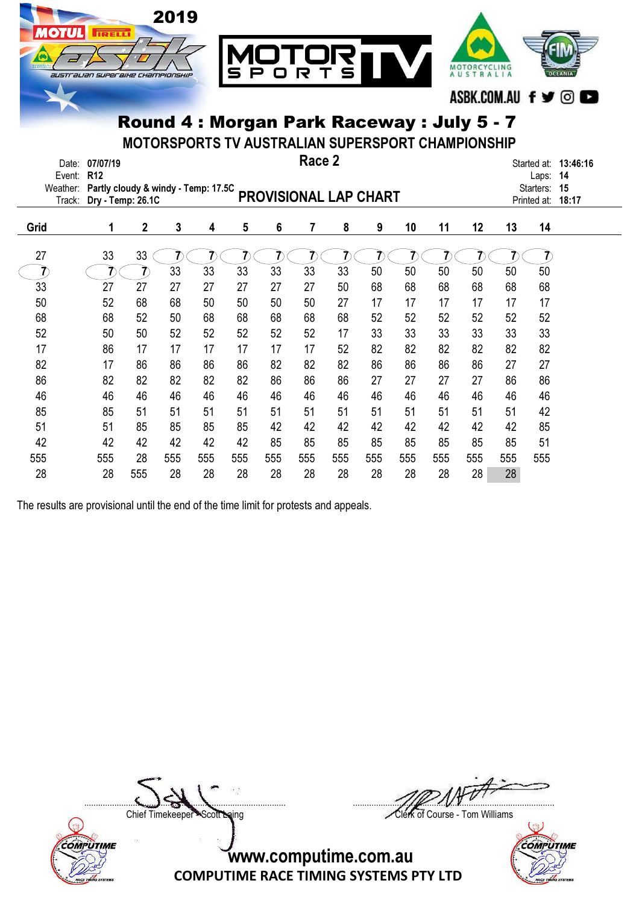# Round 4 : Morgan Park Raceway : July 5 - 7

## MOTORSPORTS TV AUSTRALIAN SUPERSPORT CHAMPIONSHIP

Date: **07/07/19**
Event: **R12**
Weather: **Partly cloudy & windy - Temp: 17.5C**
Track: **Dry - Temp: 26.1C**

**Race 2**

**PROVISIONAL LAP CHART**

Started at: **13:46:16**
Laps: **14**
Starters: **15**
Printed at: **18:17**

| Grid | 1 | 2 | 3 | 4 | 5 | 6 | 7 | 8 | 9 | 10 | 11 | 12 | 13 | 14 |
|---|---|---|---|---|---|---|---|---|---|---|---|---|---|---|
| 27 | 33 | 33 | 7 | 7 | 7 | 7 | 7 | 7 | 7 | 7 | 7 | 7 | 7 | 7 |
| 7 | 7 | 7 | 33 | 33 | 33 | 33 | 33 | 33 | 50 | 50 | 50 | 50 | 50 | 50 |
| 33 | 27 | 27 | 27 | 27 | 27 | 27 | 27 | 50 | 68 | 68 | 68 | 68 | 68 | 68 |
| 50 | 52 | 68 | 68 | 50 | 50 | 50 | 50 | 27 | 17 | 17 | 17 | 17 | 17 | 17 |
| 68 | 68 | 52 | 50 | 68 | 68 | 68 | 68 | 68 | 52 | 52 | 52 | 52 | 52 | 52 |
| 52 | 50 | 50 | 52 | 52 | 52 | 52 | 52 | 17 | 33 | 33 | 33 | 33 | 33 | 33 |
| 17 | 86 | 17 | 17 | 17 | 17 | 17 | 17 | 52 | 82 | 82 | 82 | 82 | 82 | 82 |
| 82 | 17 | 86 | 86 | 86 | 86 | 82 | 82 | 82 | 86 | 86 | 86 | 86 | 27 | 27 |
| 86 | 82 | 82 | 82 | 82 | 82 | 86 | 86 | 86 | 27 | 27 | 27 | 27 | 86 | 86 |
| 46 | 46 | 46 | 46 | 46 | 46 | 46 | 46 | 46 | 46 | 46 | 46 | 46 | 46 | 46 |
| 85 | 85 | 51 | 51 | 51 | 51 | 51 | 51 | 51 | 51 | 51 | 51 | 51 | 51 | 42 |
| 51 | 51 | 85 | 85 | 85 | 85 | 42 | 42 | 42 | 42 | 42 | 42 | 42 | 42 | 85 |
| 42 | 42 | 42 | 42 | 42 | 42 | 85 | 85 | 85 | 85 | 85 | 85 | 85 | 85 | 51 |
| 555 | 555 | 28 | 555 | 555 | 555 | 555 | 555 | 555 | 555 | 555 | 555 | 555 | 555 | 555 |
| 28 | 28 | 555 | 28 | 28 | 28 | 28 | 28 | 28 | 28 | 28 | 28 | 28 | 28 | |

The results are provisional until the end of the time limit for protests and appeals.

Chief Timekeeper - Scott Laing

Clerk of Course - Tom Williams

www.computime.com.au
COMPUTIME RACE TIMING SYSTEMS PTY LTD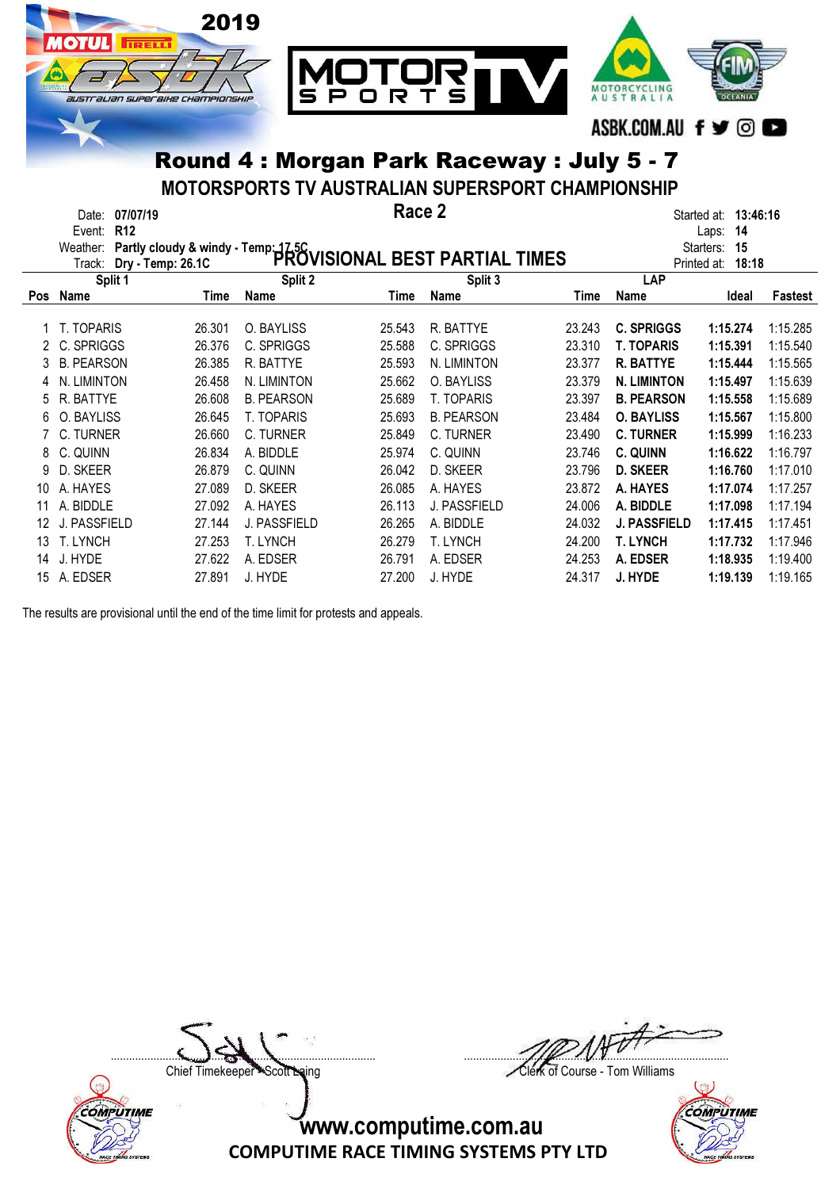## Round 4 : Morgan Park Raceway : July 5 - 7

### MOTORSPORTS TV AUSTRALIAN SUPERSPORT CHAMPIONSHIP

### Race 2

### PROVISIONAL BEST PARTIAL TIMES

Date: **07/07/19**
Event: **R12**
Weather: **Partly cloudy & windy - Temp: 17.5C**
Track: **Dry - Temp: 26.1C**

Started at: **13:46:16**
Laps: **14**
Starters: **15**
Printed at: **18:18**

| Pos | Split 1 Name | Time | Split 2 Name | Time | Split 3 Name | Time | LAP Name | Ideal | Fastest |
|---|---|---|---|---|---|---|---|---|---|
| 1 | T. TOPARIS | 26.301 | O. BAYLISS | 25.543 | R. BATTYE | 23.243 | **C. SPRIGGS** | **1:15.274** | 1:15.285 |
| 2 | C. SPRIGGS | 26.376 | C. SPRIGGS | 25.588 | C. SPRIGGS | 23.310 | **T. TOPARIS** | **1:15.391** | 1:15.540 |
| 3 | B. PEARSON | 26.385 | R. BATTYE | 25.593 | N. LIMINTON | 23.377 | **R. BATTYE** | **1:15.444** | 1:15.565 |
| 4 | N. LIMINTON | 26.458 | N. LIMINTON | 25.662 | O. BAYLISS | 23.379 | **N. LIMINTON** | **1:15.497** | 1:15.639 |
| 5 | R. BATTYE | 26.608 | B. PEARSON | 25.689 | T. TOPARIS | 23.397 | **B. PEARSON** | **1:15.558** | 1:15.689 |
| 6 | O. BAYLISS | 26.645 | T. TOPARIS | 25.693 | B. PEARSON | 23.484 | **O. BAYLISS** | **1:15.567** | 1:15.800 |
| 7 | C. TURNER | 26.660 | C. TURNER | 25.849 | C. TURNER | 23.490 | **C. TURNER** | **1:15.999** | 1:16.233 |
| 8 | C. QUINN | 26.834 | A. BIDDLE | 25.974 | C. QUINN | 23.746 | **C. QUINN** | **1:16.622** | 1:16.797 |
| 9 | D. SKEER | 26.879 | C. QUINN | 26.042 | D. SKEER | 23.796 | **D. SKEER** | **1:16.760** | 1:17.010 |
| 10 | A. HAYES | 27.089 | D. SKEER | 26.085 | A. HAYES | 23.872 | **A. HAYES** | **1:17.074** | 1:17.257 |
| 11 | A. BIDDLE | 27.092 | A. HAYES | 26.113 | J. PASSFIELD | 24.006 | **A. BIDDLE** | **1:17.098** | 1:17.194 |
| 12 | J. PASSFIELD | 27.144 | J. PASSFIELD | 26.265 | A. BIDDLE | 24.032 | **J. PASSFIELD** | **1:17.415** | 1:17.451 |
| 13 | T. LYNCH | 27.253 | T. LYNCH | 26.279 | T. LYNCH | 24.200 | **T. LYNCH** | **1:17.732** | 1:17.946 |
| 14 | J. HYDE | 27.622 | A. EDSER | 26.791 | A. EDSER | 24.253 | **A. EDSER** | **1:18.935** | 1:19.400 |
| 15 | A. EDSER | 27.891 | J. HYDE | 27.200 | J. HYDE | 24.317 | **J. HYDE** | **1:19.139** | 1:19.165 |

The results are provisional until the end of the time limit for protests and appeals.

Chief Timekeeper - Scott Laing

Clerk of Course - Tom Williams

www.computime.com.au
COMPUTIME RACE TIMING SYSTEMS PTY LTD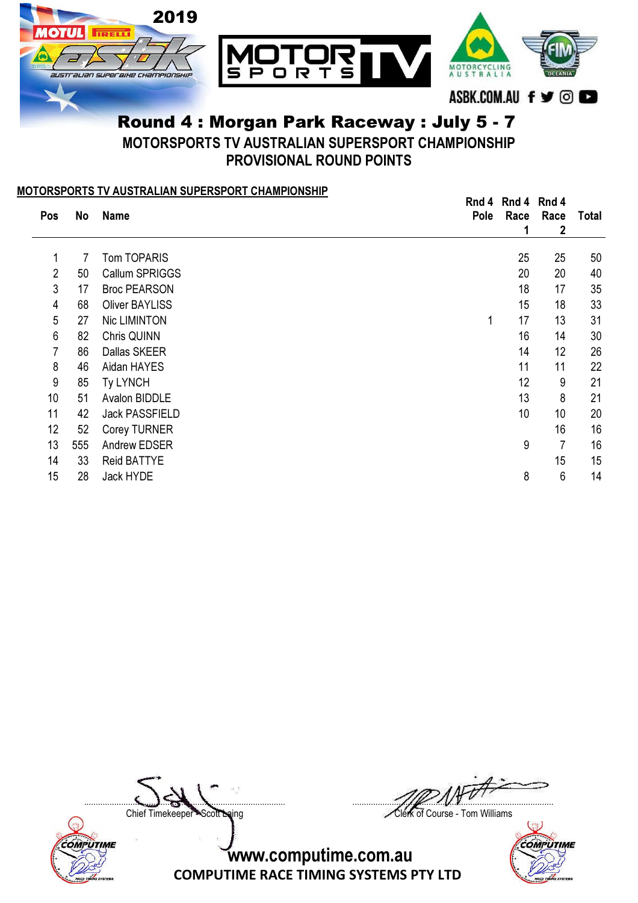# Round 4 : Morgan Park Raceway : July 5 - 7

## MOTORSPORTS TV AUSTRALIAN SUPERSPORT CHAMPIONSHIP
## PROVISIONAL ROUND POINTS

**MOTORSPORTS TV AUSTRALIAN SUPERSPORT CHAMPIONSHIP**

| Pos | No | Name | Rnd 4 Pole | Rnd 4 Race 1 | Rnd 4 Race 2 | Total |
|---|---|---|---|---|---|---|
| 1 | 7 | Tom TOPARIS | | 25 | 25 | 50 |
| 2 | 50 | Callum SPRIGGS | | 20 | 20 | 40 |
| 3 | 17 | Broc PEARSON | | 18 | 17 | 35 |
| 4 | 68 | Oliver BAYLISS | | 15 | 18 | 33 |
| 5 | 27 | Nic LIMINTON | 1 | 17 | 13 | 31 |
| 6 | 82 | Chris QUINN | | 16 | 14 | 30 |
| 7 | 86 | Dallas SKEER | | 14 | 12 | 26 |
| 8 | 46 | Aidan HAYES | | 11 | 11 | 22 |
| 9 | 85 | Ty LYNCH | | 12 | 9 | 21 |
| 10 | 51 | Avalon BIDDLE | | 13 | 8 | 21 |
| 11 | 42 | Jack PASSFIELD | | 10 | 10 | 20 |
| 12 | 52 | Corey TURNER | | | 16 | 16 |
| 13 | 555 | Andrew EDSER | | 9 | 7 | 16 |
| 14 | 33 | Reid BATTYE | | | 15 | 15 |
| 15 | 28 | Jack HYDE | | 8 | 6 | 14 |

Chief Timekeeper - Scott Laing

Clerk of Course - Tom Williams

www.computime.com.au
COMPUTIME RACE TIMING SYSTEMS PTY LTD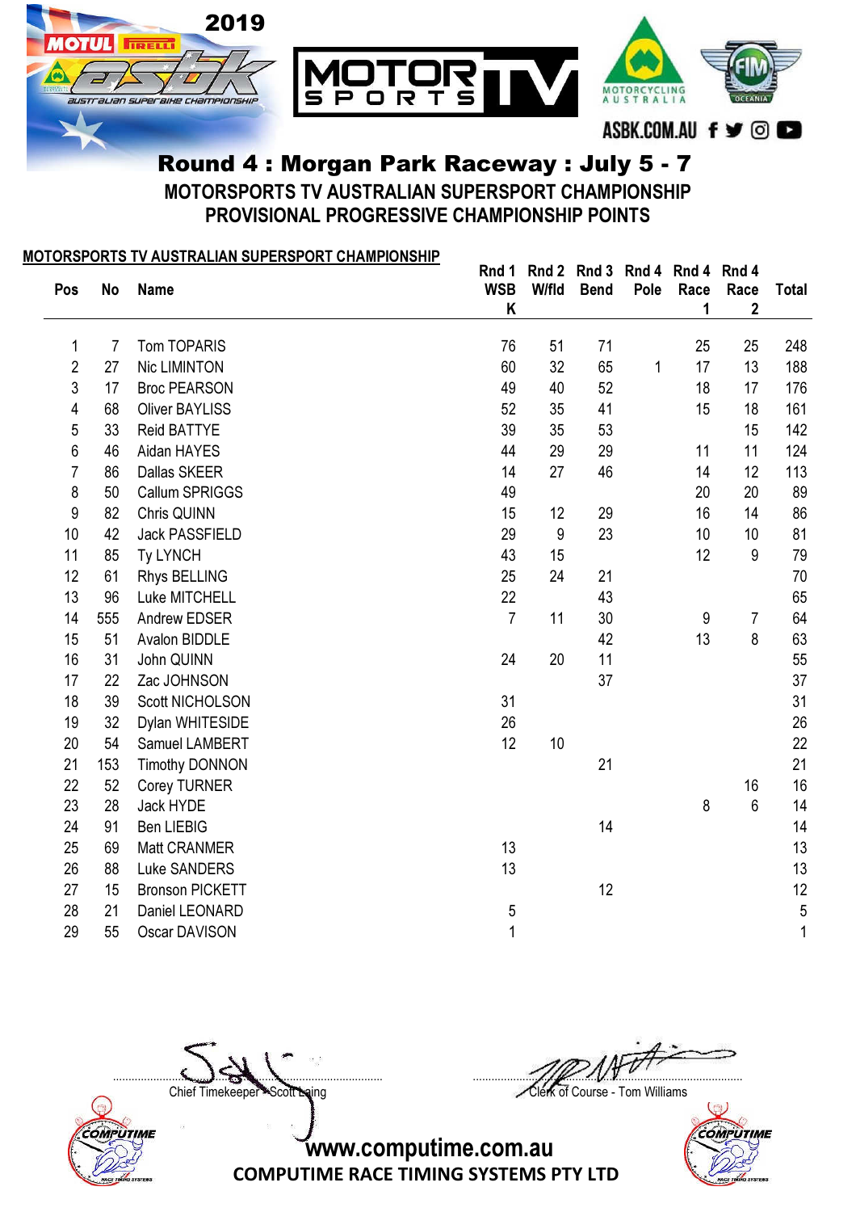2019

ASBK.COM.AU

# Round 4 : Morgan Park Raceway : July 5 - 7

## MOTORSPORTS TV AUSTRALIAN SUPERSPORT CHAMPIONSHIP
## PROVISIONAL PROGRESSIVE CHAMPIONSHIP POINTS

**MOTORSPORTS TV AUSTRALIAN SUPERSPORT CHAMPIONSHIP**

| Pos | No | Name | Rnd 1 WSBK | Rnd 2 W/fld | Rnd 3 Bend | Rnd 4 Pole | Rnd 4 Race 1 | Rnd 4 Race 2 | Total |
|---|---|---|---|---|---|---|---|---|---|
| 1 | 7 | Tom TOPARIS | 76 | 51 | 71 | | 25 | 25 | 248 |
| 2 | 27 | Nic LIMINTON | 60 | 32 | 65 | 1 | 17 | 13 | 188 |
| 3 | 17 | Broc PEARSON | 49 | 40 | 52 | | 18 | 17 | 176 |
| 4 | 68 | Oliver BAYLISS | 52 | 35 | 41 | | 15 | 18 | 161 |
| 5 | 33 | Reid BATTYE | 39 | 35 | 53 | | | 15 | 142 |
| 6 | 46 | Aidan HAYES | 44 | 29 | 29 | | 11 | 11 | 124 |
| 7 | 86 | Dallas SKEER | 14 | 27 | 46 | | 14 | 12 | 113 |
| 8 | 50 | Callum SPRIGGS | 49 | | | | 20 | 20 | 89 |
| 9 | 82 | Chris QUINN | 15 | 12 | 29 | | 16 | 14 | 86 |
| 10 | 42 | Jack PASSFIELD | 29 | 9 | 23 | | 10 | 10 | 81 |
| 11 | 85 | Ty LYNCH | 43 | 15 | | | 12 | 9 | 79 |
| 12 | 61 | Rhys BELLING | 25 | 24 | 21 | | | | 70 |
| 13 | 96 | Luke MITCHELL | 22 | | 43 | | | | 65 |
| 14 | 555 | Andrew EDSER | 7 | 11 | 30 | | 9 | 7 | 64 |
| 15 | 51 | Avalon BIDDLE | | | 42 | | 13 | 8 | 63 |
| 16 | 31 | John QUINN | 24 | 20 | 11 | | | | 55 |
| 17 | 22 | Zac JOHNSON | | | 37 | | | | 37 |
| 18 | 39 | Scott NICHOLSON | 31 | | | | | | 31 |
| 19 | 32 | Dylan WHITESIDE | 26 | | | | | | 26 |
| 20 | 54 | Samuel LAMBERT | 12 | 10 | | | | | 22 |
| 21 | 153 | Timothy DONNON | | | 21 | | | | 21 |
| 22 | 52 | Corey TURNER | | | | | | 16 | 16 |
| 23 | 28 | Jack HYDE | | | | | 8 | 6 | 14 |
| 24 | 91 | Ben LIEBIG | | | 14 | | | | 14 |
| 25 | 69 | Matt CRANMER | 13 | | | | | | 13 |
| 26 | 88 | Luke SANDERS | 13 | | | | | | 13 |
| 27 | 15 | Bronson PICKETT | | | 12 | | | | 12 |
| 28 | 21 | Daniel LEONARD | 5 | | | | | | 5 |
| 29 | 55 | Oscar DAVISON | 1 | | | | | | 1 |

Chief Timekeeper - Scott Laing

Clerk of Course - Tom Williams

www.computime.com.au

COMPUTIME RACE TIMING SYSTEMS PTY LTD